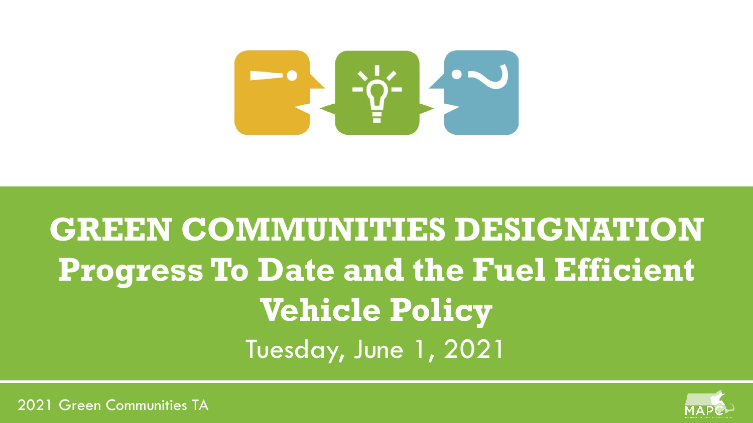# GREEN COMMUNITIES DESIGNATION

## Progress To Date and the Fuel Efficient Vehicle Policy

Tuesday, June 1, 2021

2021 Green Communities TA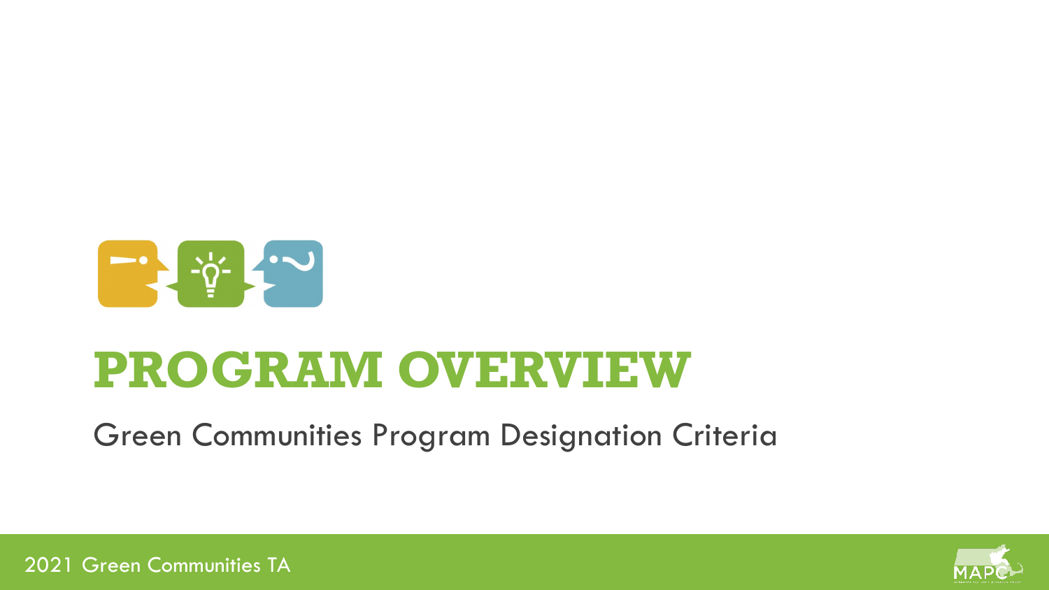# PROGRAM OVERVIEW

Green Communities Program Designation Criteria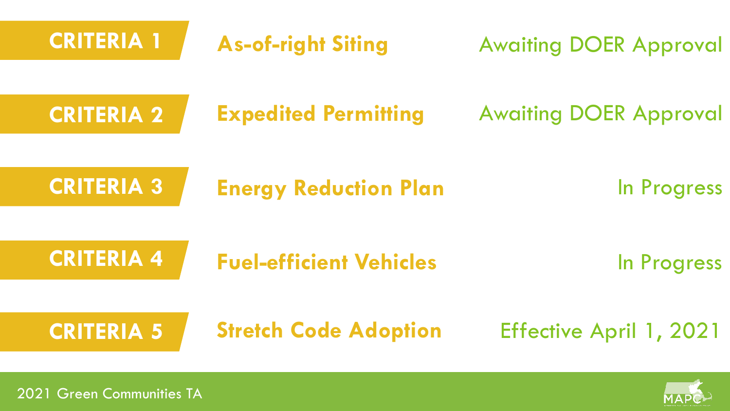| | | |
|---|---|---|
| **CRITERIA 1** | **As-of-right Siting** | Awaiting DOER Approval |
| **CRITERIA 2** | **Expedited Permitting** | Awaiting DOER Approval |
| **CRITERIA 3** | **Energy Reduction Plan** | In Progress |
| **CRITERIA 4** | **Fuel-efficient Vehicles** | In Progress |
| **CRITERIA 5** | **Stretch Code Adoption** | Effective April 1, 2021 |

2021 Green Communities TA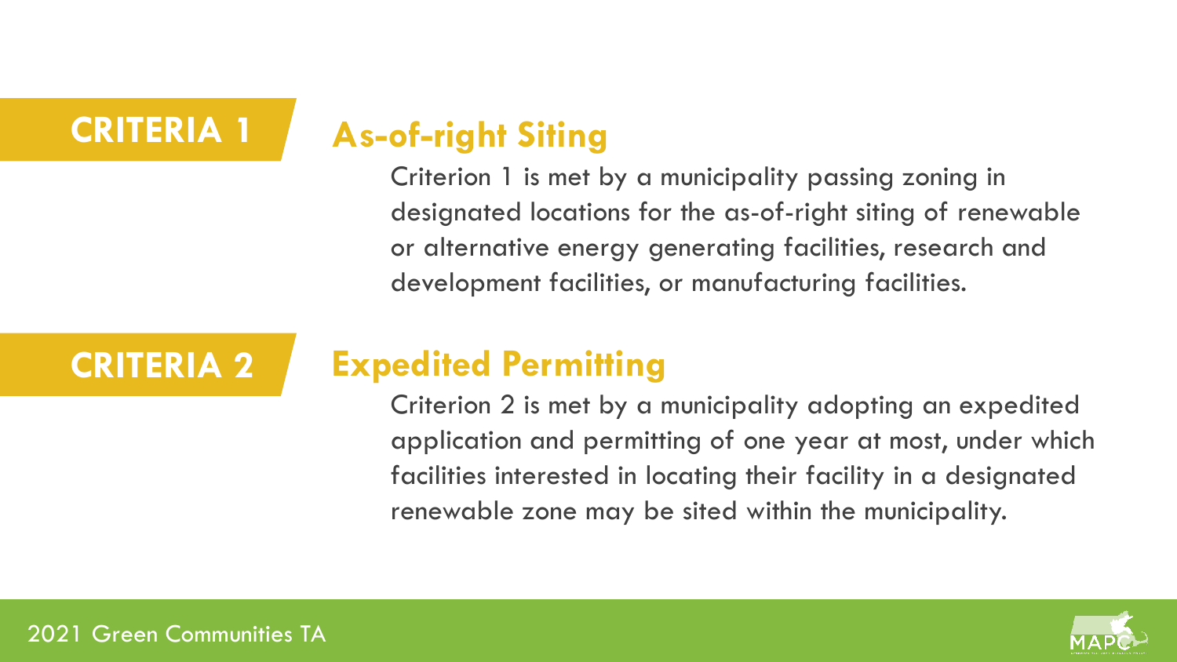## CRITERIA 1

### As-of-right Siting

Criterion 1 is met by a municipality passing zoning in designated locations for the as-of-right siting of renewable or alternative energy generating facilities, research and development facilities, or manufacturing facilities.

## CRITERIA 2

### Expedited Permitting

Criterion 2 is met by a municipality adopting an expedited application and permitting of one year at most, under which facilities interested in locating their facility in a designated renewable zone may be sited within the municipality.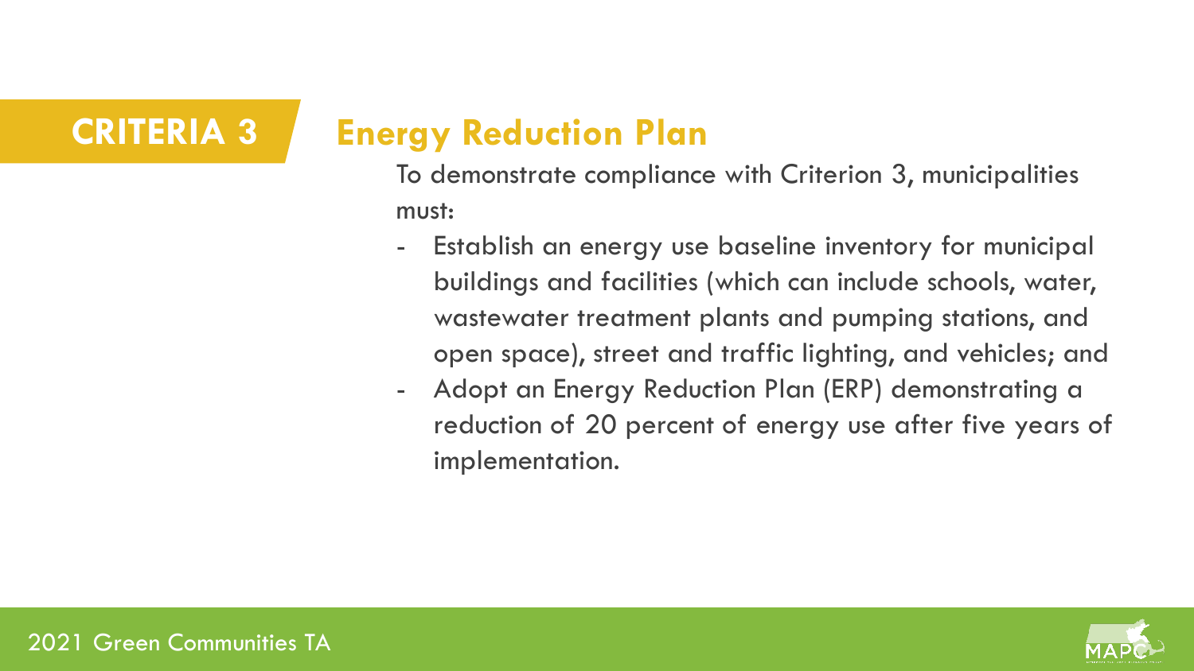## CRITERIA 3

## Energy Reduction Plan

To demonstrate compliance with Criterion 3, municipalities must:

- Establish an energy use baseline inventory for municipal buildings and facilities (which can include schools, water, wastewater treatment plants and pumping stations, and open space), street and traffic lighting, and vehicles; and
- Adopt an Energy Reduction Plan (ERP) demonstrating a reduction of 20 percent of energy use after five years of implementation.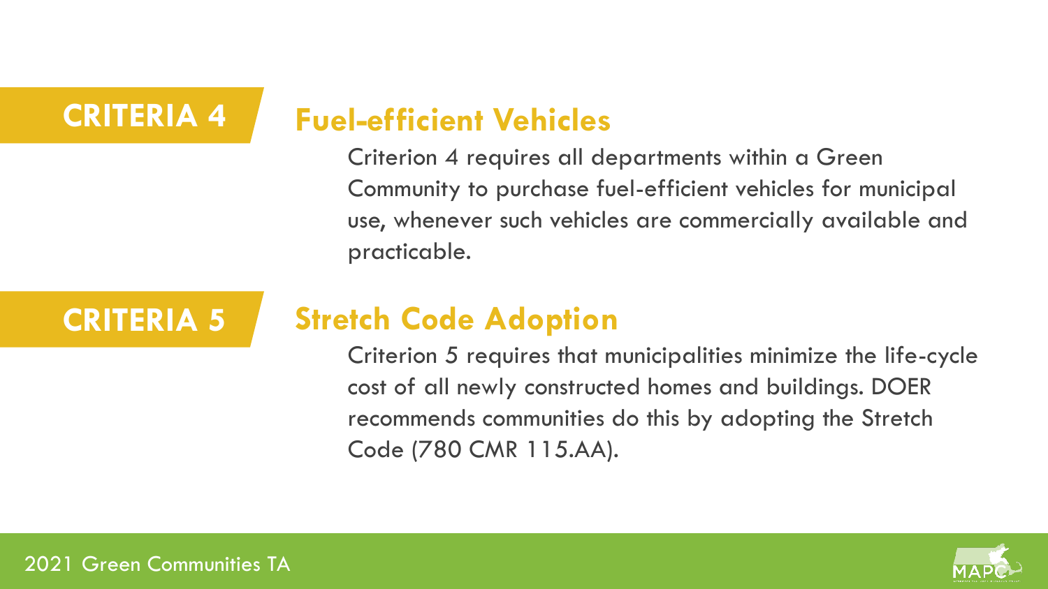## CRITERIA 4

### Fuel-efficient Vehicles

Criterion 4 requires all departments within a Green Community to purchase fuel-efficient vehicles for municipal use, whenever such vehicles are commercially available and practicable.

## CRITERIA 5

### Stretch Code Adoption

Criterion 5 requires that municipalities minimize the life-cycle cost of all newly constructed homes and buildings. DOER recommends communities do this by adopting the Stretch Code (780 CMR 115.AA).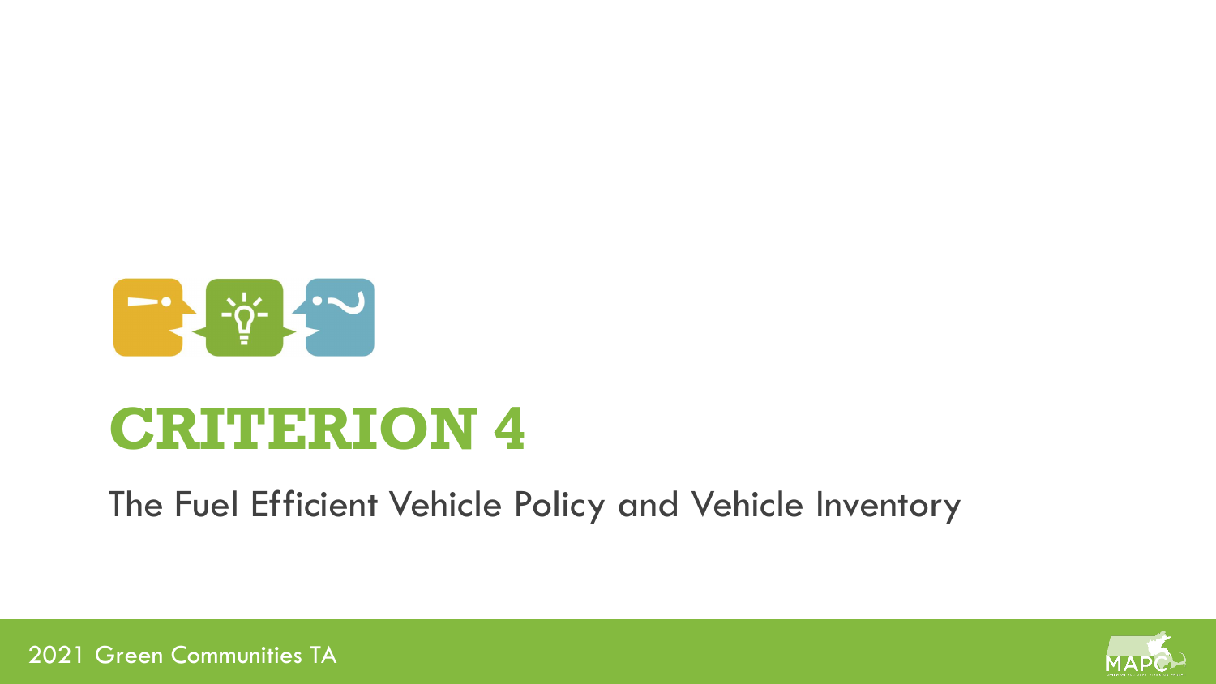# CRITERION 4

The Fuel Efficient Vehicle Policy and Vehicle Inventory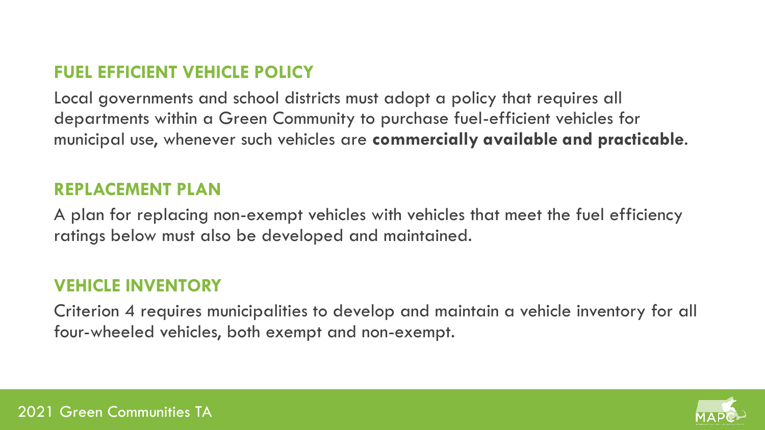## FUEL EFFICIENT VEHICLE POLICY

Local governments and school districts must adopt a policy that requires all departments within a Green Community to purchase fuel-efficient vehicles for municipal use, whenever such vehicles are **commercially available and practicable**.

## REPLACEMENT PLAN

A plan for replacing non-exempt vehicles with vehicles that meet the fuel efficiency ratings below must also be developed and maintained.

## VEHICLE INVENTORY

Criterion 4 requires municipalities to develop and maintain a vehicle inventory for all four-wheeled vehicles, both exempt and non-exempt.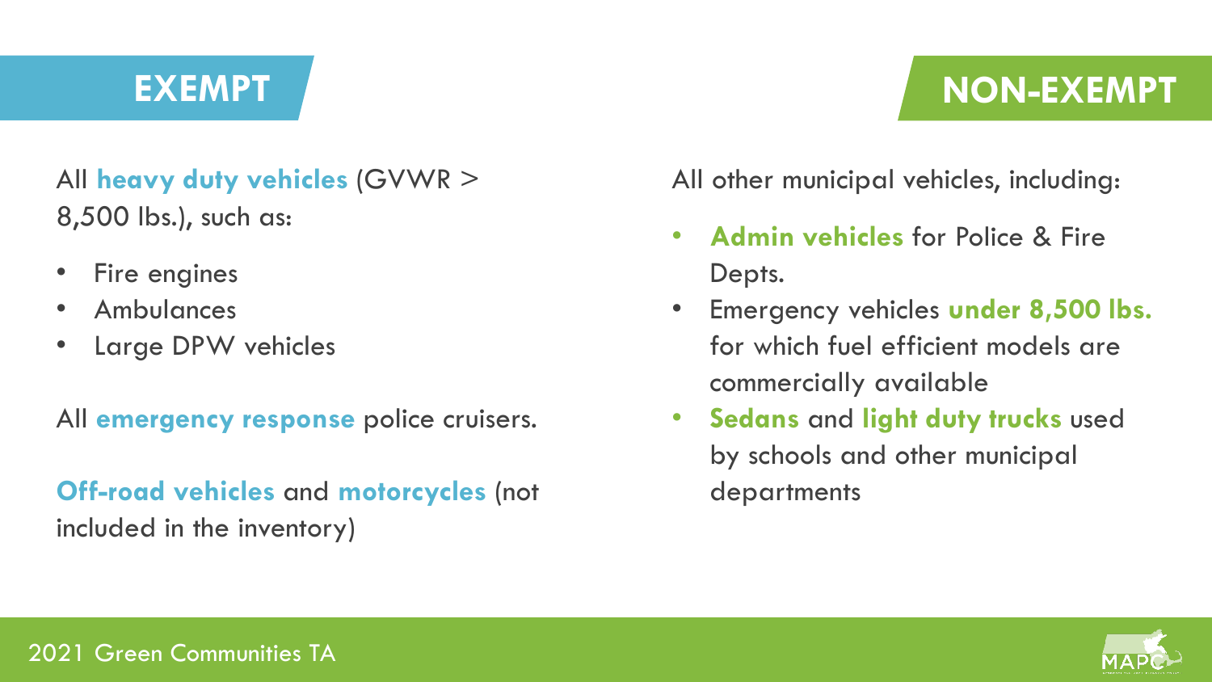## EXEMPT

All **heavy duty vehicles** (GVWR > 8,500 lbs.), such as:

- Fire engines
- Ambulances
- Large DPW vehicles

All **emergency response** police cruisers.

**Off-road vehicles** and **motorcycles** (not included in the inventory)

## NON-EXEMPT

All other municipal vehicles, including:

- **Admin vehicles** for Police & Fire Depts.
- Emergency vehicles **under 8,500 lbs.** for which fuel efficient models are commercially available
- **Sedans** and **light duty trucks** used by schools and other municipal departments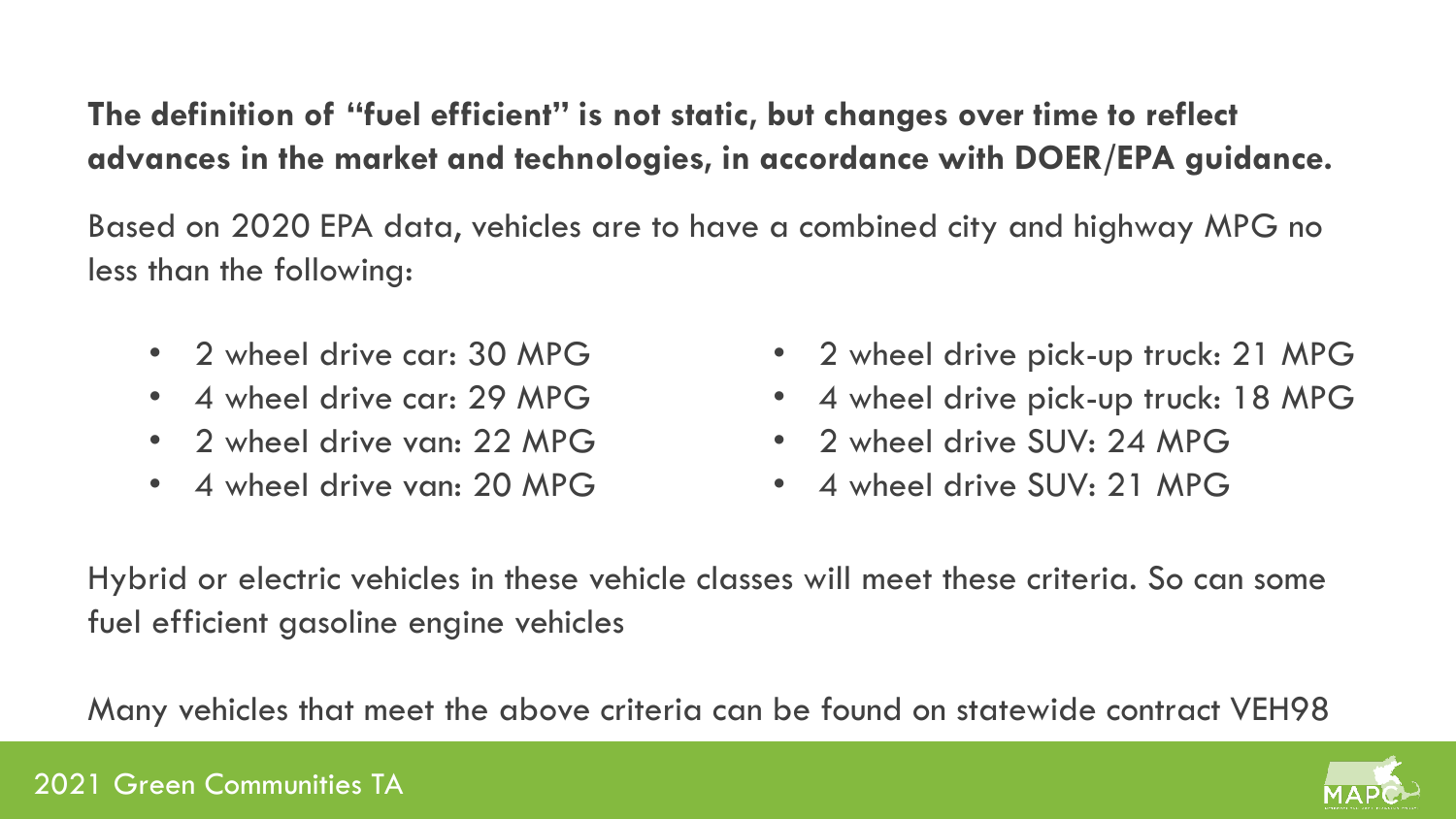**The definition of "fuel efficient" is not static, but changes over time to reflect advances in the market and technologies, in accordance with DOER/EPA guidance.**

Based on 2020 EPA data, vehicles are to have a combined city and highway MPG no less than the following:

- 2 wheel drive car: 30 MPG
- 4 wheel drive car: 29 MPG
- 2 wheel drive van: 22 MPG
- 4 wheel drive van: 20 MPG
- 2 wheel drive pick-up truck: 21 MPG
- 4 wheel drive pick-up truck: 18 MPG
- 2 wheel drive SUV: 24 MPG
- 4 wheel drive SUV: 21 MPG

Hybrid or electric vehicles in these vehicle classes will meet these criteria. So can some fuel efficient gasoline engine vehicles

Many vehicles that meet the above criteria can be found on statewide contract VEH98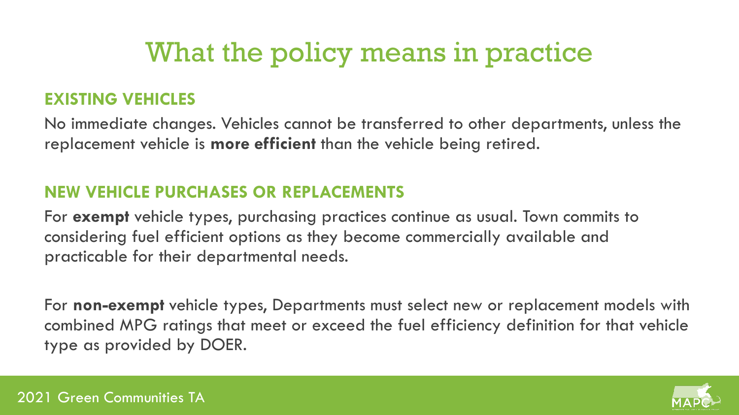# What the policy means in practice

## EXISTING VEHICLES

No immediate changes. Vehicles cannot be transferred to other departments, unless the replacement vehicle is **more efficient** than the vehicle being retired.

## NEW VEHICLE PURCHASES OR REPLACEMENTS

For **exempt** vehicle types, purchasing practices continue as usual. Town commits to considering fuel efficient options as they become commercially available and practicable for their departmental needs.

For **non-exempt** vehicle types, Departments must select new or replacement models with combined MPG ratings that meet or exceed the fuel efficiency definition for that vehicle type as provided by DOER.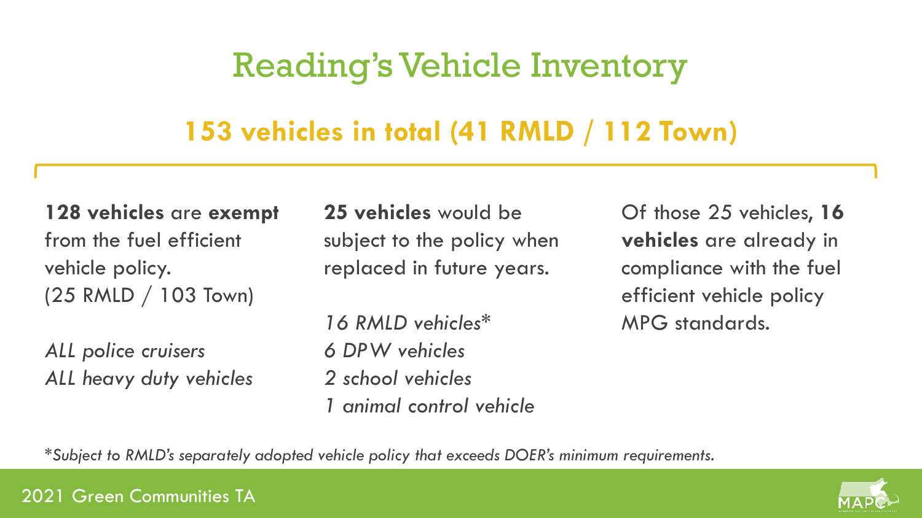# Reading's Vehicle Inventory

## 153 vehicles in total (41 RMLD / 112 Town)

**128 vehicles** are **exempt** from the fuel efficient vehicle policy. (25 RMLD / 103 Town)

*ALL police cruisers*
*ALL heavy duty vehicles*

**25 vehicles** would be subject to the policy when replaced in future years.

*16 RMLD vehicles**
*6 DPW vehicles*
*2 school vehicles*
*1 animal control vehicle*

Of those 25 vehicles, **16 vehicles** are already in compliance with the fuel efficient vehicle policy MPG standards.

**Subject to RMLD's separately adopted vehicle policy that exceeds DOER's minimum requirements.*

2021 Green Communities TA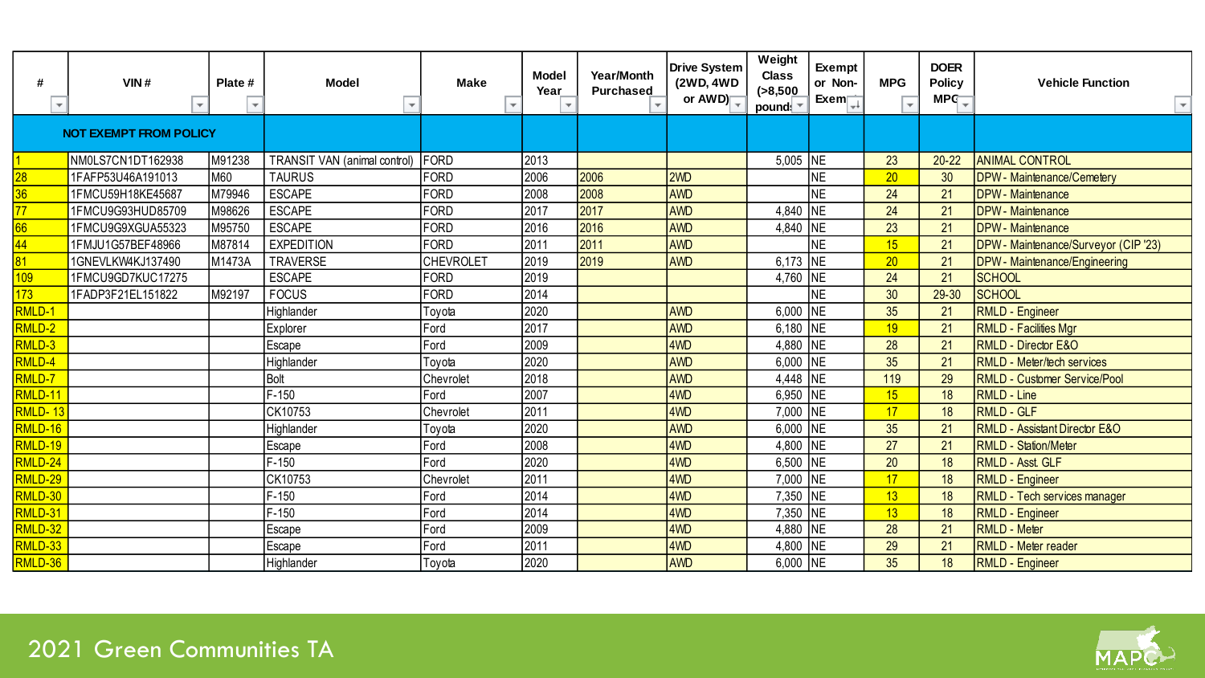| # | VIN # | Plate # | Model | Make | Model Year | Year/Month Purchased | Drive System (2WD, 4WD or AWD) | Weight Class (>8,500 pounds) | Exempt or Non-Exempt | MPG | DOER Policy MPG | Vehicle Function |
|---|---|---|---|---|---|---|---|---|---|---|---|---|
| NOT EXEMPT FROM POLICY | | | | | | | | | | | | |
| 1 | NM0LS7CN1DT162938 | M91238 | TRANSIT VAN (animal control) | FORD | 2013 | | | 5,005 | NE | 23 | 20-22 | ANIMAL CONTROL |
| 28 | 1FAFP53U46A191013 | M60 | TAURUS | FORD | 2006 | 2006 | 2WD | | NE | 20 | 30 | DPW - Maintenance/Cemetery |
| 36 | 1FMCU59H18KE45687 | M79946 | ESCAPE | FORD | 2008 | 2008 | AWD | | NE | 24 | 21 | DPW - Maintenance |
| 77 | 1FMCU9G93HUD85709 | M98626 | ESCAPE | FORD | 2017 | 2017 | AWD | 4,840 | NE | 24 | 21 | DPW - Maintenance |
| 66 | 1FMCU9G9XGUA55323 | M95750 | ESCAPE | FORD | 2016 | 2016 | AWD | 4,840 | NE | 23 | 21 | DPW - Maintenance |
| 44 | 1FMJU1G57BEF48966 | M87814 | EXPEDITION | FORD | 2011 | 2011 | AWD | | NE | 15 | 21 | DPW - Maintenance/Surveyor (CIP '23) |
| 81 | 1GNEVLKW4KJ137490 | M1473A | TRAVERSE | CHEVROLET | 2019 | 2019 | AWD | 6,173 | NE | 20 | 21 | DPW - Maintenance/Engineering |
| 109 | 1FMCU9GD7KUC17275 | | ESCAPE | FORD | 2019 | | | 4,760 | NE | 24 | 21 | SCHOOL |
| 173 | 1FADP3F21EL151822 | M92197 | FOCUS | FORD | 2014 | | | | NE | 30 | 29-30 | SCHOOL |
| RMLD-1 | | | Highlander | Toyota | 2020 | | AWD | 6,000 | NE | 35 | 21 | RMLD - Engineer |
| RMLD-2 | | | Explorer | Ford | 2017 | | AWD | 6,180 | NE | 19 | 21 | RMLD - Facilities Mgr |
| RMLD-3 | | | Escape | Ford | 2009 | | 4WD | 4,880 | NE | 28 | 21 | RMLD - Director E&O |
| RMLD-4 | | | Highlander | Toyota | 2020 | | AWD | 6,000 | NE | 35 | 21 | RMLD - Meter/tech services |
| RMLD-7 | | | Bolt | Chevrolet | 2018 | | AWD | 4,448 | NE | 119 | 29 | RMLD - Customer Service/Pool |
| RMLD-11 | | | F-150 | Ford | 2007 | | 4WD | 6,950 | NE | 15 | 18 | RMLD - Line |
| RMLD- 13 | | | CK10753 | Chevrolet | 2011 | | 4WD | 7,000 | NE | 17 | 18 | RMLD - GLF |
| RMLD-16 | | | Highlander | Toyota | 2020 | | AWD | 6,000 | NE | 35 | 21 | RMLD - Assistant Director E&O |
| RMLD-19 | | | Escape | Ford | 2008 | | 4WD | 4,800 | NE | 27 | 21 | RMLD - Station/Meter |
| RMLD-24 | | | F-150 | Ford | 2020 | | 4WD | 6,500 | NE | 20 | 18 | RMLD - Asst. GLF |
| RMLD-29 | | | CK10753 | Chevrolet | 2011 | | 4WD | 7,000 | NE | 17 | 18 | RMLD - Engineer |
| RMLD-30 | | | F-150 | Ford | 2014 | | 4WD | 7,350 | NE | 13 | 18 | RMLD - Tech services manager |
| RMLD-31 | | | F-150 | Ford | 2014 | | 4WD | 7,350 | NE | 13 | 18 | RMLD - Engineer |
| RMLD-32 | | | Escape | Ford | 2009 | | 4WD | 4,880 | NE | 28 | 21 | RMLD - Meter |
| RMLD-33 | | | Escape | Ford | 2011 | | 4WD | 4,800 | NE | 29 | 21 | RMLD - Meter reader |
| RMLD-36 | | | Highlander | Toyota | 2020 | | AWD | 6,000 | NE | 35 | 18 | RMLD - Engineer |

2021 Green Communities TA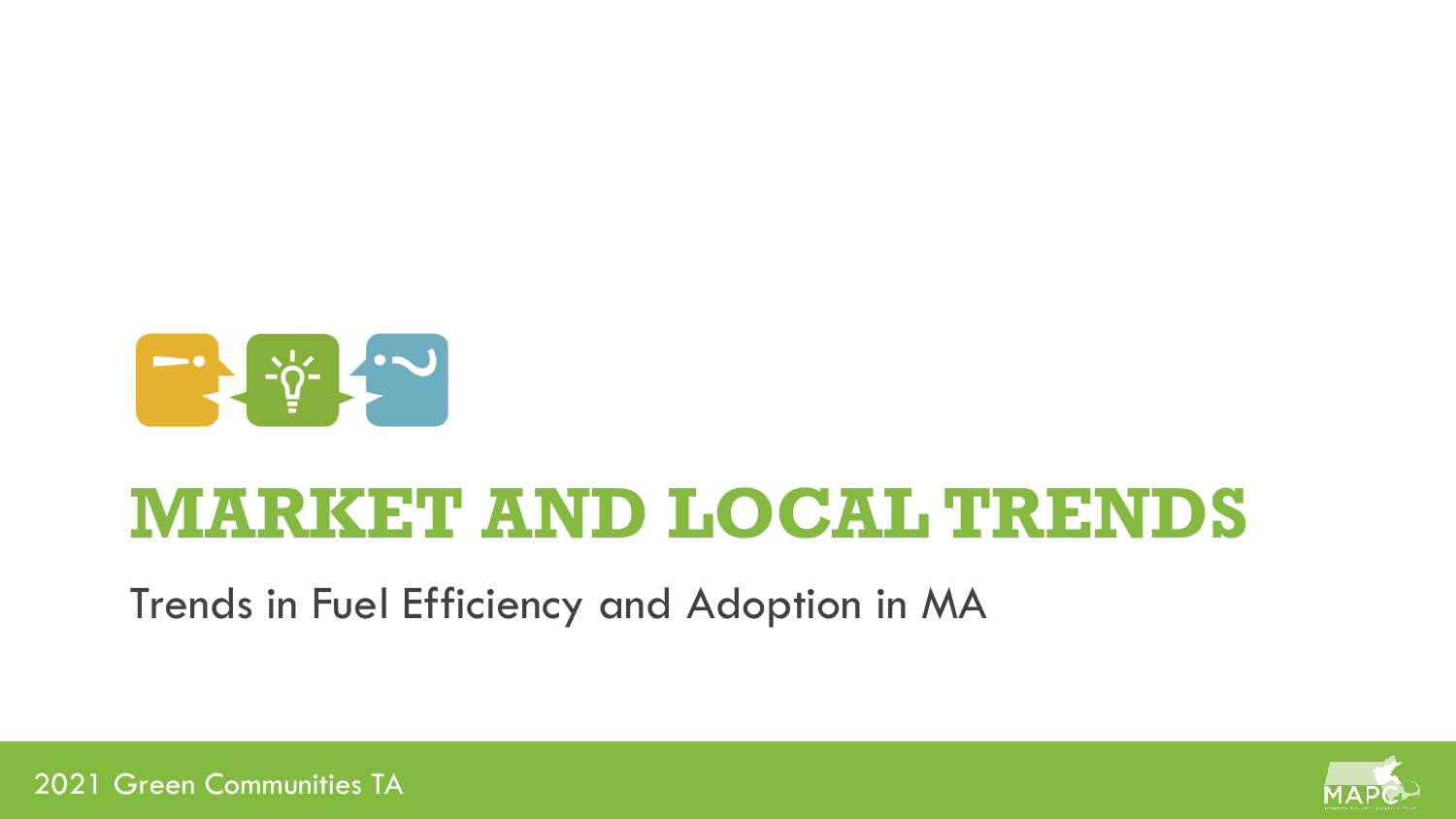# MARKET AND LOCAL TRENDS

Trends in Fuel Efficiency and Adoption in MA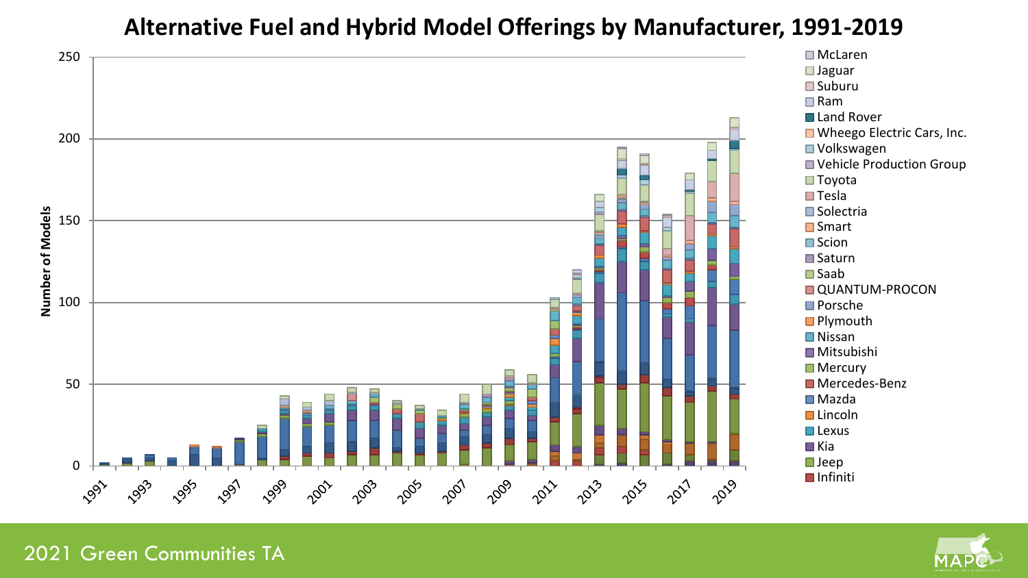# Alternative Fuel and Hybrid Model Offerings by Manufacturer, 1991-2019

Number of Models

250
200
150
100
50
0

1991 1993 1995 1997 1999 2001 2003 2005 2007 2009 2011 2013 2015 2017 2019

- McLaren
- Jaguar
- Suburu
- Ram
- Land Rover
- Wheego Electric Cars, Inc.
- Volkswagen
- Vehicle Production Group
- Toyota
- Tesla
- Solectria
- Smart
- Scion
- Saturn
- Saab
- QUANTUM-PROCON
- Porsche
- Plymouth
- Nissan
- Mitsubishi
- Mercury
- Mercedes-Benz
- Mazda
- Lincoln
- Lexus
- Kia
- Jeep
- Infiniti

2021 Green Communities TA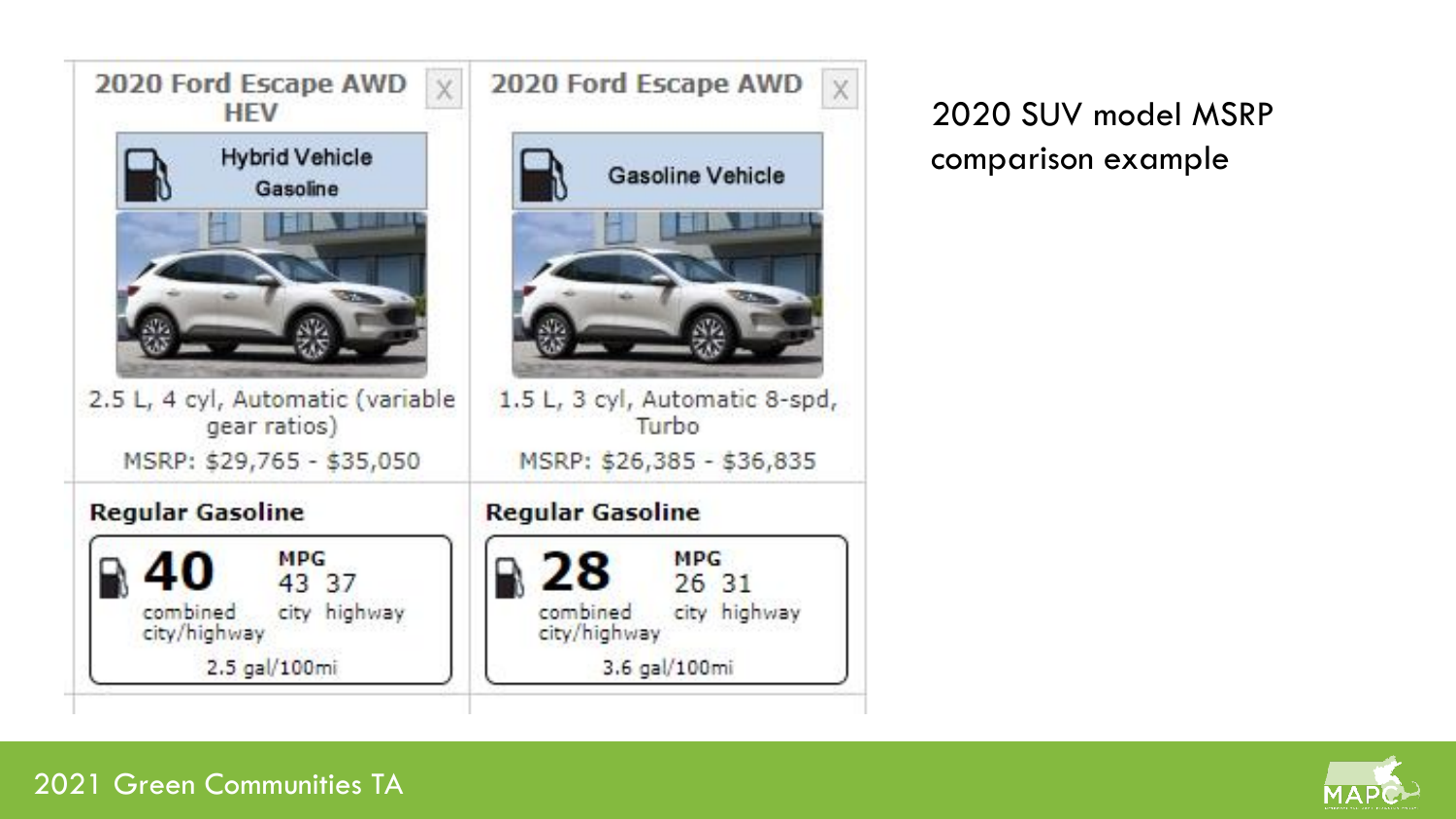| 2020 Ford Escape AWD HEV | 2020 Ford Escape AWD |
|---|---|
| Hybrid Vehicle Gasoline | Gasoline Vehicle |
| 2.5 L, 4 cyl, Automatic (variable gear ratios) | 1.5 L, 3 cyl, Automatic 8-spd, Turbo |
| MSRP: $29,765 - $35,050 | MSRP: $26,385 - $36,835 |
| **Regular Gasoline** | **Regular Gasoline** |
| **40** combined city/highway MPG; 43 city, 37 highway | **28** combined city/highway MPG; 26 city, 31 highway |
| 2.5 gal/100mi | 3.6 gal/100mi |

2020 SUV model MSRP comparison example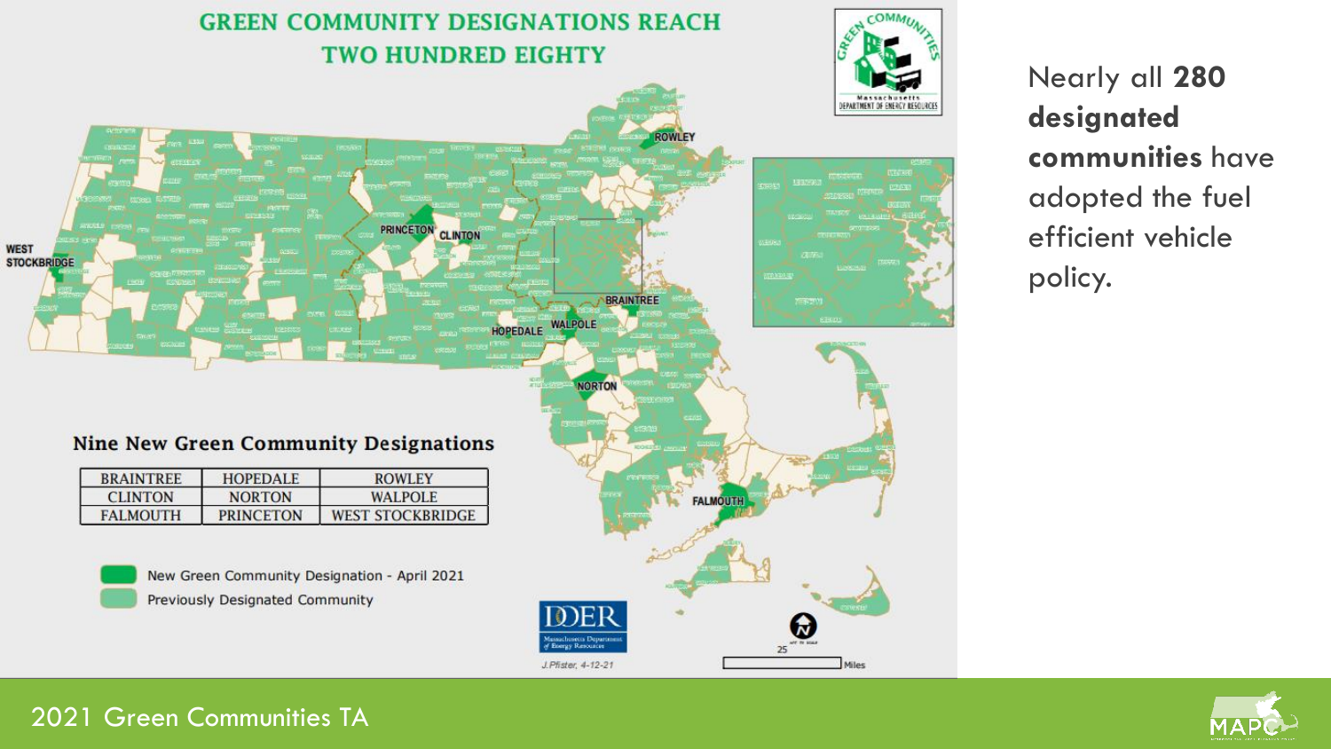## GREEN COMMUNITY DESIGNATIONS REACH TWO HUNDRED EIGHTY

### Nine New Green Community Designations

| BRAINTREE | HOPEDALE | ROWLEY |
| --- | --- | --- |
| CLINTON | NORTON | WALPOLE |
| FALMOUTH | PRINCETON | WEST STOCKBRIDGE |

New Green Community Designation - April 2021

Previously Designated Community

J.Pfister, 4-12-21

Nearly all **280 designated communities** have adopted the fuel efficient vehicle policy.

2021 Green Communities TA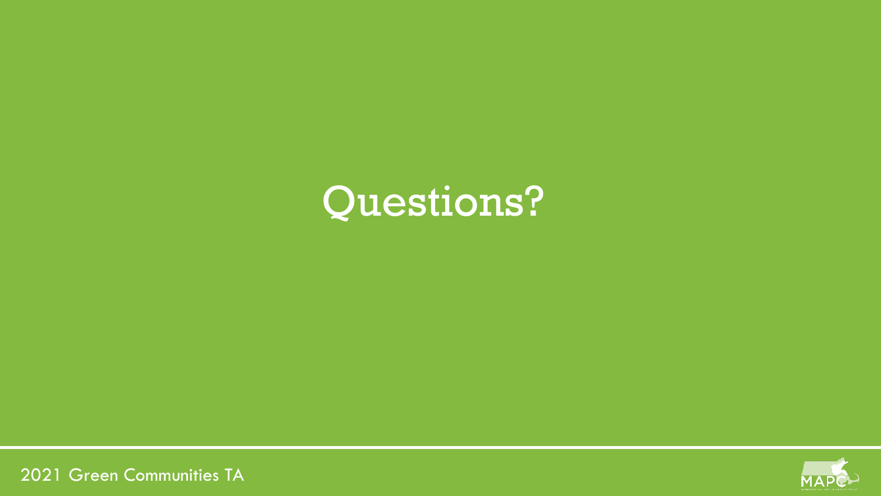# Questions?